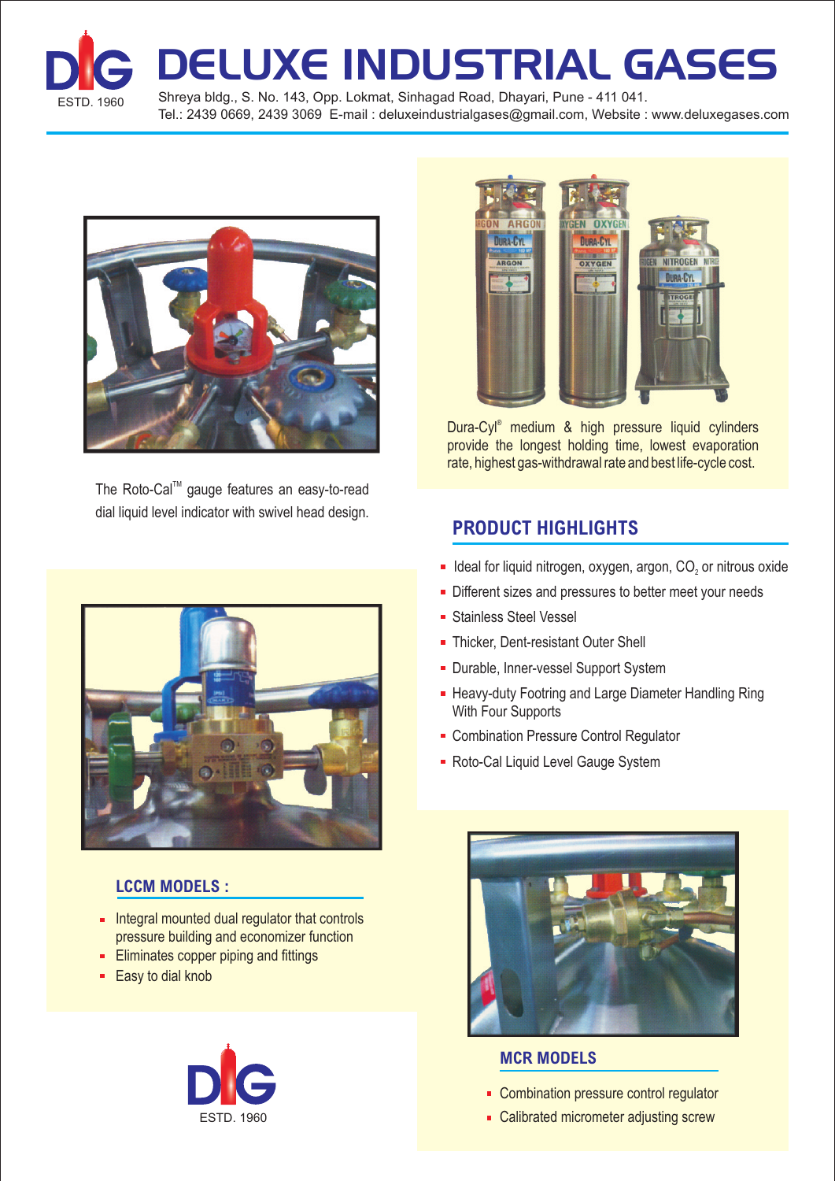# DELUXE INDUSTRIAL GASES

ESTD. 1960

Shreya bldg., S. No. 143, Opp. Lokmat, Sinhagad Road, Dhayari, Pune - 411 041.
Tel.: 2439 0669, 2439 3069 E-mail : deluxeindustrialgases@gmail.com, Website : www.deluxegases.com

The Roto-Cal™ gauge features an easy-to-read dial liquid level indicator with swivel head design.

Dura-Cyl® medium & high pressure liquid cylinders provide the longest holding time, lowest evaporation rate, highest gas-withdrawal rate and best life-cycle cost.

## PRODUCT HIGHLIGHTS

- Ideal for liquid nitrogen, oxygen, argon, $CO_2$ or nitrous oxide
- Different sizes and pressures to better meet your needs
- Stainless Steel Vessel
- Thicker, Dent-resistant Outer Shell
- Durable, Inner-vessel Support System
- Heavy-duty Footring and Large Diameter Handling Ring With Four Supports
- Combination Pressure Control Regulator
- Roto-Cal Liquid Level Gauge System

## LCCM MODELS :

- Integral mounted dual regulator that controls pressure building and economizer function
- Eliminates copper piping and fittings
- Easy to dial knob

## MCR MODELS

- Combination pressure control regulator
- Calibrated micrometer adjusting screw

ESTD. 1960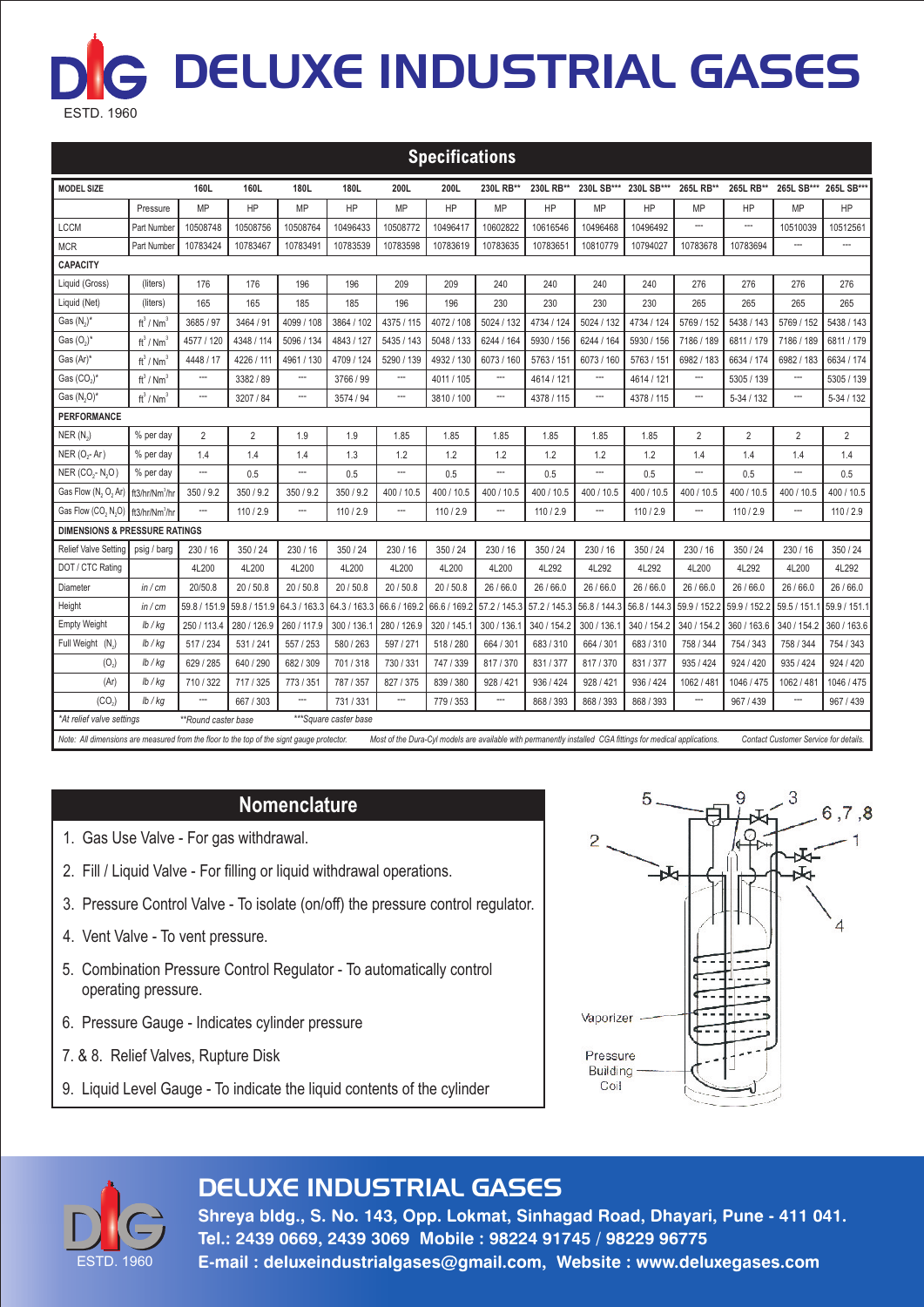# DELUXE INDUSTRIAL GASES

ESTD. 1960

## Specifications

| MODEL SIZE | | 160L | 160L | 180L | 180L | 200L | 200L | 230L RB** | 230L RB** | 230L SB*** | 230L SB*** | 265L RB** | 265L RB** | 265L SB*** | 265L SB*** |
|---|---|---|---|---|---|---|---|---|---|---|---|---|---|---|---|
| | Pressure | MP | HP | MP | HP | MP | HP | MP | HP | MP | HP | MP | HP | MP | HP |
| LCCM | Part Number | 10508748 | 10508756 | 10508764 | 10496433 | 10508772 | 10496417 | 10602822 | 10616546 | 10496468 | 10496492 | --- | --- | 10510039 | 10512561 |
| MCR | Part Number | 10783424 | 10783467 | 10783491 | 10783539 | 10783598 | 10783619 | 10783635 | 10783651 | 10810779 | 10794027 | 10783678 | 10783694 | --- | --- |
| **CAPACITY** | | | | | | | | | | | | | | | |
| Liquid (Gross) | (liters) | 176 | 176 | 196 | 196 | 209 | 209 | 240 | 240 | 240 | 240 | 276 | 276 | 276 | 276 |
| Liquid (Net) | (liters) | 165 | 165 | 185 | 185 | 196 | 196 | 230 | 230 | 230 | 230 | 265 | 265 | 265 | 265 |
| Gas ($N_2$)* | $ft^3$ / $Nm^3$ | 3685 / 97 | 3464 / 91 | 4099 / 108 | 3864 / 102 | 4375 / 115 | 4072 / 108 | 5024 / 132 | 4734 / 124 | 5024 / 132 | 4734 / 124 | 5769 / 152 | 5438 / 143 | 5769 / 152 | 5438 / 143 |
| Gas ($O_2$)* | $ft^3$ / $Nm^3$ | 4577 / 120 | 4348 / 114 | 5096 / 134 | 4843 / 127 | 5435 / 143 | 5048 / 133 | 6244 / 164 | 5930 / 156 | 6244 / 164 | 5930 / 156 | 7186 / 189 | 6811 / 179 | 7186 / 189 | 6811 / 179 |
| Gas (Ar)* | $ft^3$ / $Nm^3$ | 4448 / 17 | 4226 / 111 | 4961 / 130 | 4709 / 124 | 5290 / 139 | 4932 / 130 | 6073 / 160 | 5763 / 151 | 6073 / 160 | 5763 / 151 | 6982 / 183 | 6634 / 174 | 6982 / 183 | 6634 / 174 |
| Gas ($CO_2$)* | $ft^3$ / $Nm^3$ | --- | 3382 / 89 | --- | 3766 / 99 | --- | 4011 / 105 | --- | 4614 / 121 | --- | 4614 / 121 | --- | 5305 / 139 | --- | 5305 / 139 |
| Gas ($N_2O$)* | $ft^3$ / $Nm^3$ | --- | 3207 / 84 | --- | 3574 / 94 | --- | 3810 / 100 | --- | 4378 / 115 | --- | 4378 / 115 | --- | 5-34 / 132 | --- | 5-34 / 132 |
| **PERFORMANCE** | | | | | | | | | | | | | | | |
| NER ($N_2$) | % per day | 2 | 2 | 1.9 | 1.9 | 1.85 | 1.85 | 1.85 | 1.85 | 1.85 | 1.85 | 2 | 2 | 2 | 2 |
| NER ($O_2$- Ar) | % per day | 1.4 | 1.4 | 1.4 | 1.3 | 1.2 | 1.2 | 1.2 | 1.2 | 1.2 | 1.2 | 1.4 | 1.4 | 1.4 | 1.4 |
| NER ($CO_2$- $N_2O$) | % per day | --- | 0.5 | --- | 0.5 | --- | 0.5 | --- | 0.5 | --- | 0.5 | --- | 0.5 | --- | 0.5 |
| Gas Flow ($N_2$ $O_2$ Ar) | ft3/hr/$Nm^3$/hr | 350 / 9.2 | 350 / 9.2 | 350 / 9.2 | 350 / 9.2 | 400 / 10.5 | 400 / 10.5 | 400 / 10.5 | 400 / 10.5 | 400 / 10.5 | 400 / 10.5 | 400 / 10.5 | 400 / 10.5 | 400 / 10.5 | 400 / 10.5 |
| Gas Flow ($CO_2$ $N_2O$) | ft3/hr/$Nm^3$/hr | --- | 110 / 2.9 | --- | 110 / 2.9 | --- | 110 / 2.9 | --- | 110 / 2.9 | --- | 110 / 2.9 | --- | 110 / 2.9 | --- | 110 / 2.9 |
| **DIMENSIONS & PRESSURE RATINGS** | | | | | | | | | | | | | | | |
| Relief Valve Setting | psig / barg | 230 / 16 | 350 / 24 | 230 / 16 | 350 / 24 | 230 / 16 | 350 / 24 | 230 / 16 | 350 / 24 | 230 / 16 | 350 / 24 | 230 / 16 | 350 / 24 | 230 / 16 | 350 / 24 |
| DOT / CTC Rating | | 4L200 | 4L200 | 4L200 | 4L200 | 4L200 | 4L200 | 4L200 | 4L292 | 4L292 | 4L292 | 4L200 | 4L292 | 4L200 | 4L292 |
| Diameter | in / cm | 20/50.8 | 20 / 50.8 | 20 / 50.8 | 20 / 50.8 | 20 / 50.8 | 20 / 50.8 | 26 / 66.0 | 26 / 66.0 | 26 / 66.0 | 26 / 66.0 | 26 / 66.0 | 26 / 66.0 | 26 / 66.0 | 26 / 66.0 |
| Height | in / cm | 59.8 / 151.9 | 59.8 / 151.9 | 64.3 / 163.3 | 64.3 / 163.3 | 66.6 / 169.2 | 66.6 / 169.2 | 57.2 / 145.3 | 57.2 / 145.3 | 56.8 / 144.3 | 56.8 / 144.3 | 59.9 / 152.2 | 59.9 / 152.2 | 59.5 / 151.1 | 59.9 / 151.1 |
| Empty Weight | lb / kg | 250 / 113.4 | 280 / 126.9 | 260 / 117.9 | 300 / 136.1 | 280 / 126.9 | 320 / 145.1 | 300 / 136.1 | 340 / 154.2 | 300 / 136.1 | 340 / 154.2 | 340 / 154.2 | 360 / 163.6 | 340 / 154.2 | 360 / 163.6 |
| Full Weight ($N_2$) | lb / kg | 517 / 234 | 531 / 241 | 557 / 253 | 580 / 263 | 597 / 271 | 518 / 280 | 664 / 301 | 683 / 310 | 664 / 301 | 683 / 310 | 758 / 344 | 754 / 343 | 758 / 344 | 754 / 343 |
| ($O_2$) | lb / kg | 629 / 285 | 640 / 290 | 682 / 309 | 701 / 318 | 730 / 331 | 747 / 339 | 817 / 370 | 831 / 377 | 817 / 370 | 831 / 377 | 935 / 424 | 924 / 420 | 935 / 424 | 924 / 420 |
| (Ar) | lb / kg | 710 / 322 | 717 / 325 | 773 / 351 | 787 / 357 | 827 / 375 | 839 / 380 | 928 / 421 | 936 / 424 | 928 / 421 | 936 / 424 | 1062 / 481 | 1046 / 475 | 1062 / 481 | 1046 / 475 |
| ($CO_2$) | lb / kg | --- | 667 / 303 | --- | 731 / 331 | --- | 779 / 353 | --- | 868 / 393 | 868 / 393 | 868 / 393 | --- | 967 / 439 | --- | 967 / 439 |

*At relief valve settings **Round caster base ***Square caster base

*Note: All dimensions are measured from the floor to the top of the signt gauge protector. Most of the Dura-Cyl models are available with permanently installed CGA fittings for medical applications. Contact Customer Service for details.*

## Nomenclature

1. Gas Use Valve - For gas withdrawal.
2. Fill / Liquid Valve - For filling or liquid withdrawal operations.
3. Pressure Control Valve - To isolate (on/off) the pressure control regulator.
4. Vent Valve - To vent pressure.
5. Combination Pressure Control Regulator - To automatically control operating pressure.
6. Pressure Gauge - Indicates cylinder pressure
7. & 8. Relief Valves, Rupture Disk
9. Liquid Level Gauge - To indicate the liquid contents of the cylinder

5 9 3 6 ,7 ,8 2 1 4 Vaporizer Pressure Building Coil

## DELUXE INDUSTRIAL GASES

**Shreya bldg., S. No. 143, Opp. Lokmat, Sinhagad Road, Dhayari, Pune - 411 041.**
**Tel.: 2439 0669, 2439 3069 Mobile : 98224 91745 / 98229 96775**
**E-mail : deluxeindustrialgases@gmail.com, Website : www.deluxegases.com**